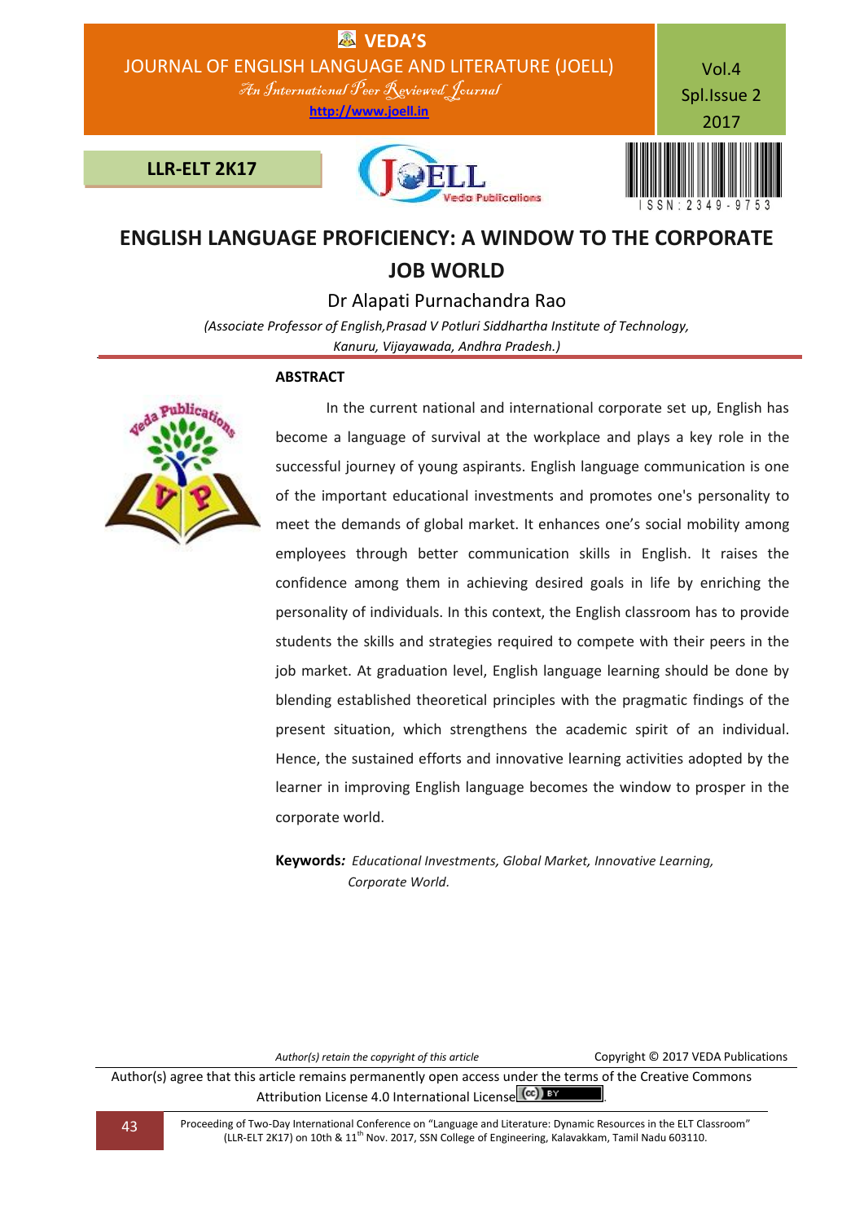# ENGLISH LANGUAGE PROFICIENCY: A WINDOW TO THE CORPORATE JOB WORLD

Dr Alapati Purnachandra Rao

*(Associate Professor of English,Prasad V Potluri Siddhartha Institute of Technology, Kanuru, Vijayawada, Andhra Pradesh.)*

## ABSTRACT

In the current national and international corporate set up, English has become a language of survival at the workplace and plays a key role in the successful journey of young aspirants. English language communication is one of the important educational investments and promotes one's personality to meet the demands of global market. It enhances one's social mobility among employees through better communication skills in English. It raises the confidence among them in achieving desired goals in life by enriching the personality of individuals. In this context, the English classroom has to provide students the skills and strategies required to compete with their peers in the job market. At graduation level, English language learning should be done by blending established theoretical principles with the pragmatic findings of the present situation, which strengthens the academic spirit of an individual. Hence, the sustained efforts and innovative learning activities adopted by the learner in improving English language becomes the window to prosper in the corporate world.

**Keywords***: Educational Investments, Global Market, Innovative Learning, Corporate World.*

*Author(s) retain the copyright of this article* Copyright © 2017 VEDA Publications

Author(s) agree that this article remains permanently open access under the terms of the Creative Commons Attribution License 4.0 International License.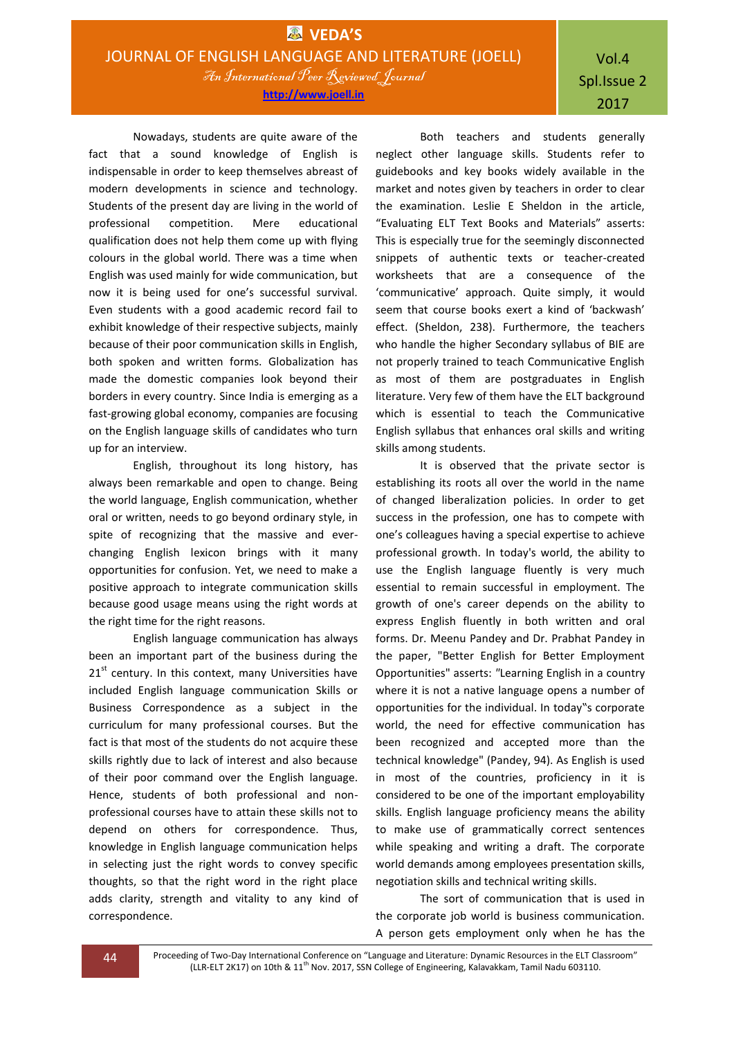Nowadays, students are quite aware of the fact that a sound knowledge of English is indispensable in order to keep themselves abreast of modern developments in science and technology. Students of the present day are living in the world of professional competition. Mere educational qualification does not help them come up with flying colours in the global world. There was a time when English was used mainly for wide communication, but now it is being used for one's successful survival. Even students with a good academic record fail to exhibit knowledge of their respective subjects, mainly because of their poor communication skills in English, both spoken and written forms. Globalization has made the domestic companies look beyond their borders in every country. Since India is emerging as a fast-growing global economy, companies are focusing on the English language skills of candidates who turn up for an interview.

English, throughout its long history, has always been remarkable and open to change. Being the world language, English communication, whether oral or written, needs to go beyond ordinary style, in spite of recognizing that the massive and ever-changing English lexicon brings with it many opportunities for confusion. Yet, we need to make a positive approach to integrate communication skills because good usage means using the right words at the right time for the right reasons.

English language communication has always been an important part of the business during the 21st century. In this context, many Universities have included English language communication Skills or Business Correspondence as a subject in the curriculum for many professional courses. But the fact is that most of the students do not acquire these skills rightly due to lack of interest and also because of their poor command over the English language. Hence, students of both professional and non-professional courses have to attain these skills not to depend on others for correspondence. Thus, knowledge in English language communication helps in selecting just the right words to convey specific thoughts, so that the right word in the right place adds clarity, strength and vitality to any kind of correspondence.

Both teachers and students generally neglect other language skills. Students refer to guidebooks and key books widely available in the market and notes given by teachers in order to clear the examination. Leslie E Sheldon in the article, "Evaluating ELT Text Books and Materials" asserts: This is especially true for the seemingly disconnected snippets of authentic texts or teacher-created worksheets that are a consequence of the 'communicative' approach. Quite simply, it would seem that course books exert a kind of 'backwash' effect. (Sheldon, 238). Furthermore, the teachers who handle the higher Secondary syllabus of BIE are not properly trained to teach Communicative English as most of them are postgraduates in English literature. Very few of them have the ELT background which is essential to teach the Communicative English syllabus that enhances oral skills and writing skills among students.

It is observed that the private sector is establishing its roots all over the world in the name of changed liberalization policies. In order to get success in the profession, one has to compete with one's colleagues having a special expertise to achieve professional growth. In today's world, the ability to use the English language fluently is very much essential to remain successful in employment. The growth of one's career depends on the ability to express English fluently in both written and oral forms. Dr. Meenu Pandey and Dr. Prabhat Pandey in the paper, "Better English for Better Employment Opportunities" asserts: "Learning English in a country where it is not a native language opens a number of opportunities for the individual. In today"s corporate world, the need for effective communication has been recognized and accepted more than the technical knowledge" (Pandey, 94). As English is used in most of the countries, proficiency in it is considered to be one of the important employability skills. English language proficiency means the ability to make use of grammatically correct sentences while speaking and writing a draft. The corporate world demands among employees presentation skills, negotiation skills and technical writing skills.

The sort of communication that is used in the corporate job world is business communication. A person gets employment only when he has the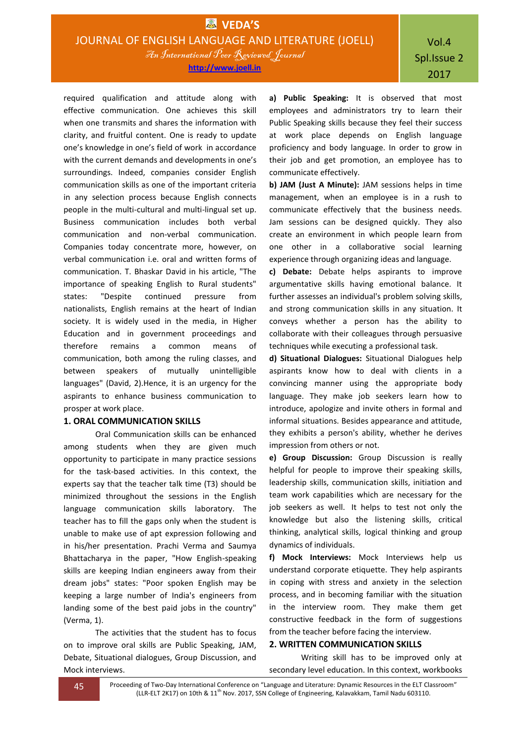required qualification and attitude along with effective communication. One achieves this skill when one transmits and shares the information with clarity, and fruitful content. One is ready to update one's knowledge in one's field of work in accordance with the current demands and developments in one's surroundings. Indeed, companies consider English communication skills as one of the important criteria in any selection process because English connects people in the multi-cultural and multi-lingual set up. Business communication includes both verbal communication and non-verbal communication. Companies today concentrate more, however, on verbal communication i.e. oral and written forms of communication. T. Bhaskar David in his article, "The importance of speaking English to Rural students" states: "Despite continued pressure from nationalists, English remains at the heart of Indian society. It is widely used in the media, in Higher Education and in government proceedings and therefore remains a common means of communication, both among the ruling classes, and between speakers of mutually unintelligible languages" (David, 2).Hence, it is an urgency for the aspirants to enhance business communication to prosper at work place.

## 1. ORAL COMMUNICATION SKILLS

Oral Communication skills can be enhanced among students when they are given much opportunity to participate in many practice sessions for the task-based activities. In this context, the experts say that the teacher talk time (T3) should be minimized throughout the sessions in the English language communication skills laboratory. The teacher has to fill the gaps only when the student is unable to make use of apt expression following and in his/her presentation. Prachi Verma and Saumya Bhattacharya in the paper, "How English-speaking skills are keeping Indian engineers away from their dream jobs" states: "Poor spoken English may be keeping a large number of India's engineers from landing some of the best paid jobs in the country" (Verma, 1).

The activities that the student has to focus on to improve oral skills are Public Speaking, JAM, Debate, Situational dialogues, Group Discussion, and Mock interviews.

**a) Public Speaking:** It is observed that most employees and administrators try to learn their Public Speaking skills because they feel their success at work place depends on English language proficiency and body language. In order to grow in their job and get promotion, an employee has to communicate effectively.

**b) JAM (Just A Minute):** JAM sessions helps in time management, when an employee is in a rush to communicate effectively that the business needs. Jam sessions can be designed quickly. They also create an environment in which people learn from one other in a collaborative social learning experience through organizing ideas and language.

**c) Debate:** Debate helps aspirants to improve argumentative skills having emotional balance. It further assesses an individual's problem solving skills, and strong communication skills in any situation. It conveys whether a person has the ability to collaborate with their colleagues through persuasive techniques while executing a professional task.

**d) Situational Dialogues:** Situational Dialogues help aspirants know how to deal with clients in a convincing manner using the appropriate body language. They make job seekers learn how to introduce, apologize and invite others in formal and informal situations. Besides appearance and attitude, they exhibits a person's ability, whether he derives impression from others or not.

**e) Group Discussion:** Group Discussion is really helpful for people to improve their speaking skills, leadership skills, communication skills, initiation and team work capabilities which are necessary for the job seekers as well. It helps to test not only the knowledge but also the listening skills, critical thinking, analytical skills, logical thinking and group dynamics of individuals.

**f) Mock Interviews:** Mock Interviews help us understand corporate etiquette. They help aspirants in coping with stress and anxiety in the selection process, and in becoming familiar with the situation in the interview room. They make them get constructive feedback in the form of suggestions from the teacher before facing the interview.

## 2. WRITTEN COMMUNICATION SKILLS

Writing skill has to be improved only at secondary level education. In this context, workbooks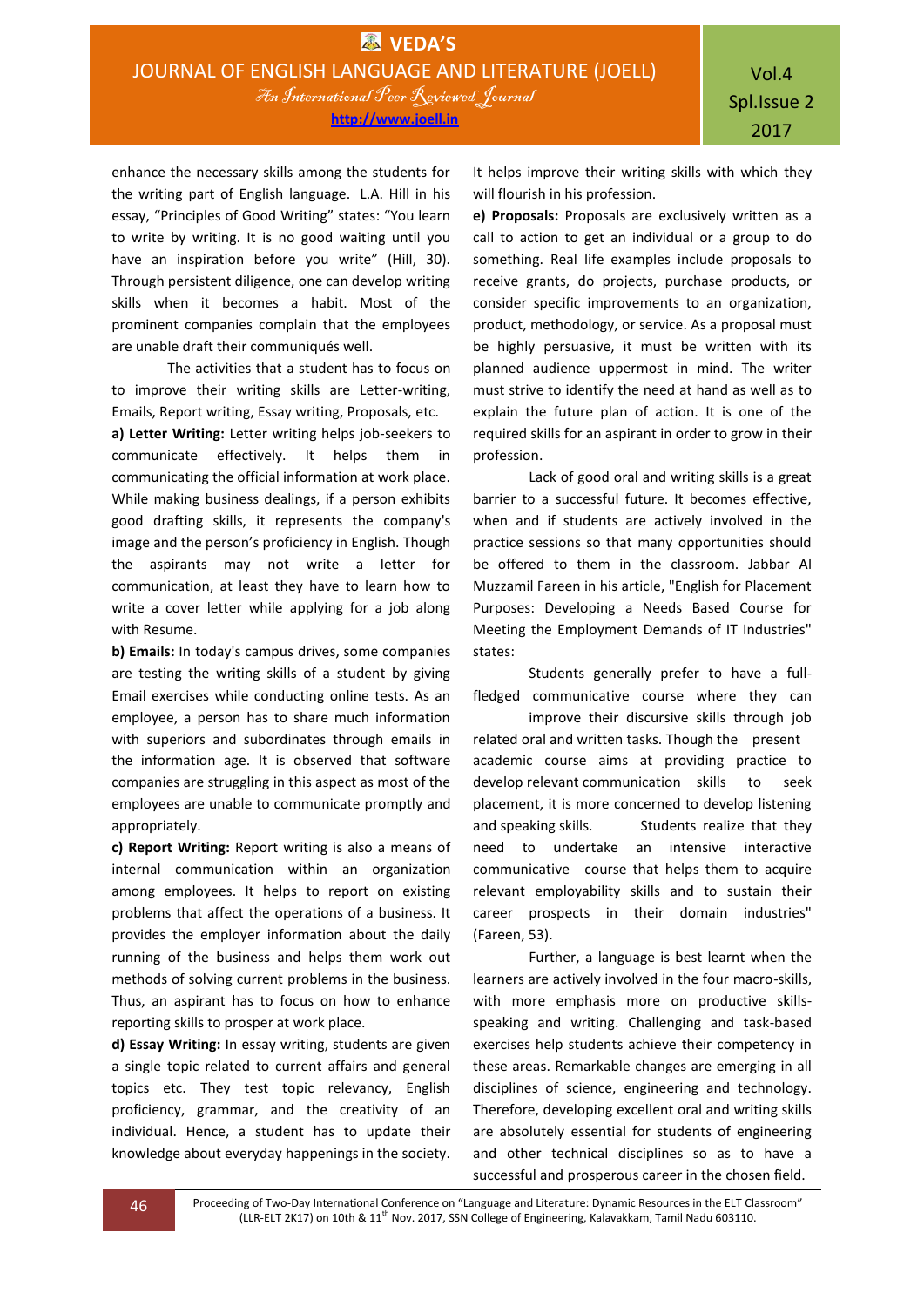enhance the necessary skills among the students for the writing part of English language. L.A. Hill in his essay, "Principles of Good Writing" states: "You learn to write by writing. It is no good waiting until you have an inspiration before you write" (Hill, 30). Through persistent diligence, one can develop writing skills when it becomes a habit. Most of the prominent companies complain that the employees are unable draft their communiqués well.

The activities that a student has to focus on to improve their writing skills are Letter-writing, Emails, Report writing, Essay writing, Proposals, etc.

**a) Letter Writing:** Letter writing helps job-seekers to communicate effectively. It helps them in communicating the official information at work place. While making business dealings, if a person exhibits good drafting skills, it represents the company's image and the person's proficiency in English. Though the aspirants may not write a letter for communication, at least they have to learn how to write a cover letter while applying for a job along with Resume.

**b) Emails:** In today's campus drives, some companies are testing the writing skills of a student by giving Email exercises while conducting online tests. As an employee, a person has to share much information with superiors and subordinates through emails in the information age. It is observed that software companies are struggling in this aspect as most of the employees are unable to communicate promptly and appropriately.

**c) Report Writing:** Report writing is also a means of internal communication within an organization among employees. It helps to report on existing problems that affect the operations of a business. It provides the employer information about the daily running of the business and helps them work out methods of solving current problems in the business. Thus, an aspirant has to focus on how to enhance reporting skills to prosper at work place.

**d) Essay Writing:** In essay writing, students are given a single topic related to current affairs and general topics etc. They test topic relevancy, English proficiency, grammar, and the creativity of an individual. Hence, a student has to update their knowledge about everyday happenings in the society. It helps improve their writing skills with which they will flourish in his profession.

**e) Proposals:** Proposals are exclusively written as a call to action to get an individual or a group to do something. Real life examples include proposals to receive grants, do projects, purchase products, or consider specific improvements to an organization, product, methodology, or service. As a proposal must be highly persuasive, it must be written with its planned audience uppermost in mind. The writer must strive to identify the need at hand as well as to explain the future plan of action. It is one of the required skills for an aspirant in order to grow in their profession.

Lack of good oral and writing skills is a great barrier to a successful future. It becomes effective, when and if students are actively involved in the practice sessions so that many opportunities should be offered to them in the classroom. Jabbar Al Muzzamil Fareen in his article, "English for Placement Purposes: Developing a Needs Based Course for Meeting the Employment Demands of IT Industries" states:

> Students generally prefer to have a full-fledged communicative course where they can improve their discursive skills through job related oral and written tasks. Though the present academic course aims at providing practice to develop relevant communication skills to seek placement, it is more concerned to develop listening and speaking skills. Students realize that they need to undertake an intensive interactive communicative course that helps them to acquire relevant employability skills and to sustain their career prospects in their domain industries" (Fareen, 53).

Further, a language is best learnt when the learners are actively involved in the four macro-skills, with more emphasis more on productive skills- speaking and writing. Challenging and task-based exercises help students achieve their competency in these areas. Remarkable changes are emerging in all disciplines of science, engineering and technology. Therefore, developing excellent oral and writing skills are absolutely essential for students of engineering and other technical disciplines so as to have a successful and prosperous career in the chosen field.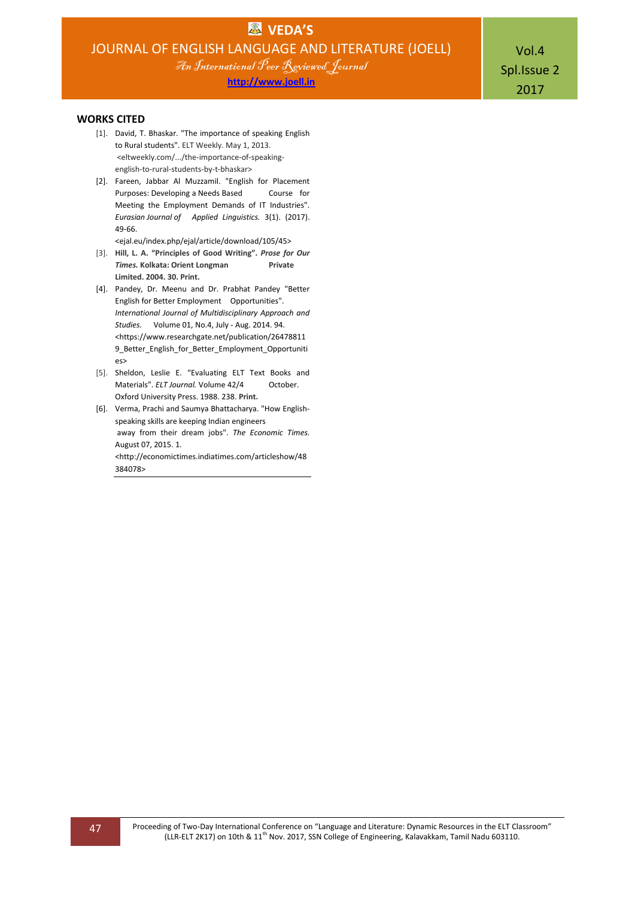## WORKS CITED

[1]. David, T. Bhaskar. "The importance of speaking English to Rural students". ELT Weekly. May 1, 2013. <eltweekly.com/.../the-importance-of-speaking-english-to-rural-students-by-t-bhaskar>

[2]. Fareen, Jabbar Al Muzzamil. "English for Placement Purposes: Developing a Needs Based Course for Meeting the Employment Demands of IT Industries". *Eurasian Journal of Applied Linguistics.* 3(1). (2017). 49-66. <ejal.eu/index.php/ejal/article/download/105/45>

[3]. **Hill, L. A. "Principles of Good Writing".** ***Prose for Our Times.*** **Kolkata: Orient Longman Private Limited. 2004. 30. Print.**

[4]. Pandey, Dr. Meenu and Dr. Prabhat Pandey "Better English for Better Employment Opportunities". *International Journal of Multidisciplinary Approach and Studies.* Volume 01, No.4, July - Aug. 2014. 94. <https://www.researchgate.net/publication/264788119_Better_English_for_Better_Employment_Opportunities>

[5]. Sheldon, Leslie E. "Evaluating ELT Text Books and Materials". *ELT Journal.* Volume 42/4 October. Oxford University Press. 1988. 238. **Print.**

[6]. Verma, Prachi and Saumya Bhattacharya. "How English-speaking skills are keeping Indian engineers away from their dream jobs". *The Economic Times.* August 07, 2015. 1. <http://economictimes.indiatimes.com/articleshow/48384078>